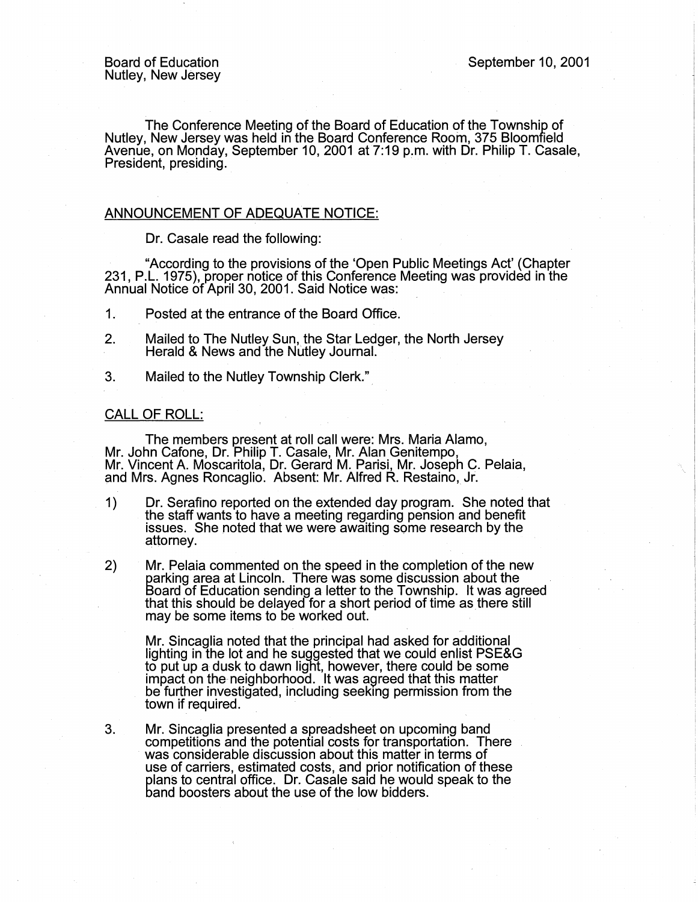Board of Education
Nutley, New Jersey

September 10, 2001

The Conference Meeting of the Board of Education of the Township of Nutley, New Jersey was held in the Board Conference Room, 375 Bloomfield Avenue, on Monday, September 10, 2001 at 7:19 p.m. with Dr. Philip T. Casale, President, presiding.

## ANNOUNCEMENT OF ADEQUATE NOTICE:

Dr. Casale read the following:

"According to the provisions of the 'Open Public Meetings Act' (Chapter 231, P.L. 1975), proper notice of this Conference Meeting was provided in the Annual Notice of April 30, 2001. Said Notice was:

1. Posted at the entrance of the Board Office.
2. Mailed to The Nutley Sun, the Star Ledger, the North Jersey Herald & News and the Nutley Journal.
3. Mailed to the Nutley Township Clerk."

## CALL OF ROLL:

The members present at roll call were: Mrs. Maria Alamo, Mr. John Cafone, Dr. Philip T. Casale, Mr. Alan Genitempo, Mr. Vincent A. Moscaritola, Dr. Gerard M. Parisi, Mr. Joseph C. Pelaia, and Mrs. Agnes Roncaglio. Absent: Mr. Alfred R. Restaino, Jr.

1) Dr. Serafino reported on the extended day program. She noted that the staff wants to have a meeting regarding pension and benefit issues. She noted that we were awaiting some research by the attorney.

2) Mr. Pelaia commented on the speed in the completion of the new parking area at Lincoln. There was some discussion about the Board of Education sending a letter to the Township. It was agreed that this should be delayed for a short period of time as there still may be some items to be worked out.

   Mr. Sincaglia noted that the principal had asked for additional lighting in the lot and he suggested that we could enlist PSE&G to put up a dusk to dawn light, however, there could be some impact on the neighborhood. It was agreed that this matter be further investigated, including seeking permission from the town if required.

3. Mr. Sincaglia presented a spreadsheet on upcoming band competitions and the potential costs for transportation. There was considerable discussion about this matter in terms of use of carriers, estimated costs, and prior notification of these plans to central office. Dr. Casale said he would speak to the band boosters about the use of the low bidders.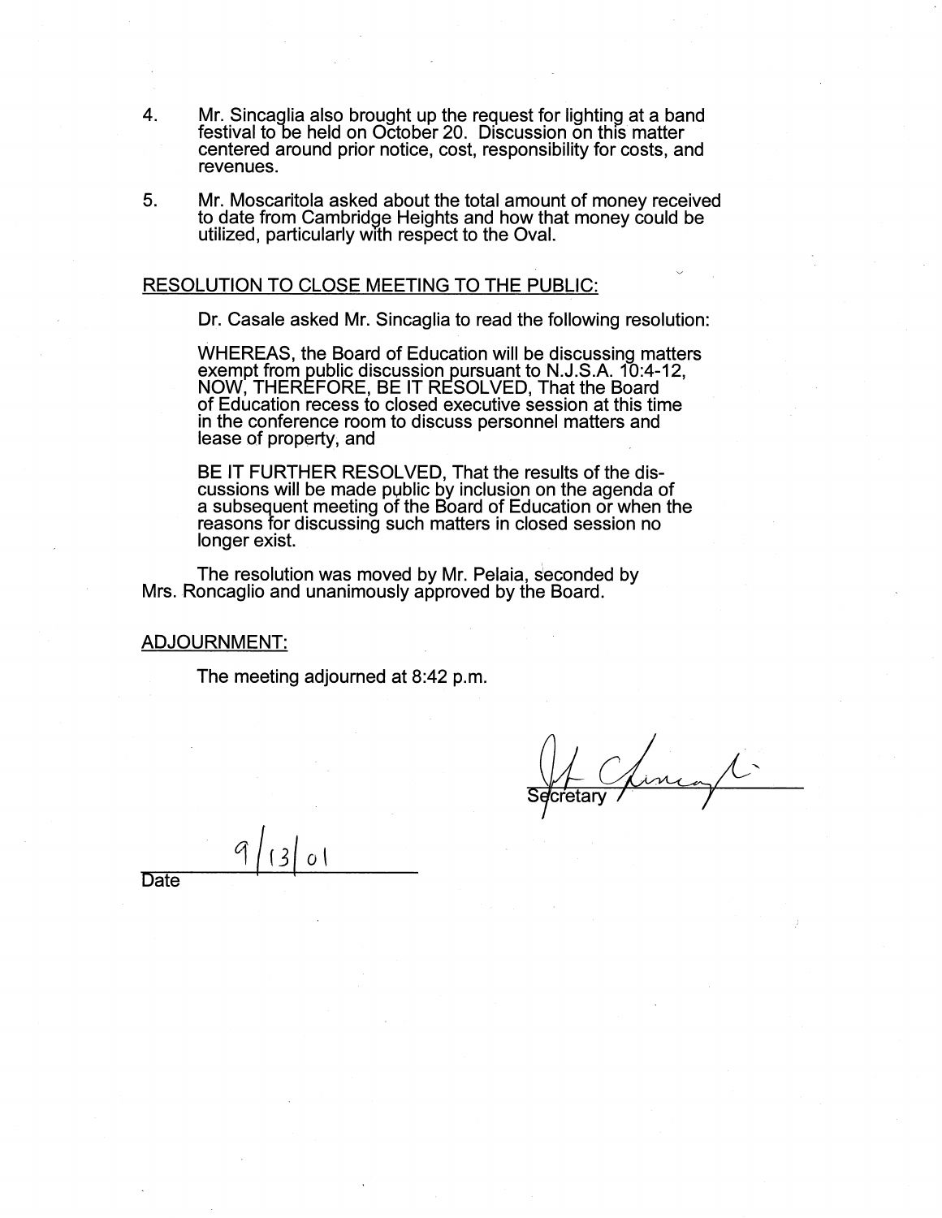4. Mr. Sincaglia also brought up the request for lighting at a band festival to be held on October 20. Discussion on this matter centered around prior notice, cost, responsibility for costs, and revenues.

5. Mr. Moscaritola asked about the total amount of money received to date from Cambridge Heights and how that money could be utilized, particularly with respect to the Oval.

RESOLUTION TO CLOSE MEETING TO THE PUBLIC:

Dr. Casale asked Mr. Sincaglia to read the following resolution:

WHEREAS, the Board of Education will be discussing matters exempt from public discussion pursuant to N.J.S.A. 10:4-12, NOW, THEREFORE, BE IT RESOLVED, That the Board of Education recess to closed executive session at this time in the conference room to discuss personnel matters and lease of property, and

BE IT FURTHER RESOLVED, That the results of the discussions will be made public by inclusion on the agenda of a subsequent meeting of the Board of Education or when the reasons for discussing such matters in closed session no longer exist.

The resolution was moved by Mr. Pelaia, seconded by Mrs. Roncaglio and unanimously approved by the Board.

ADJOURNMENT:

The meeting adjourned at 8:42 p.m.

Secretary

Date 9/13/01